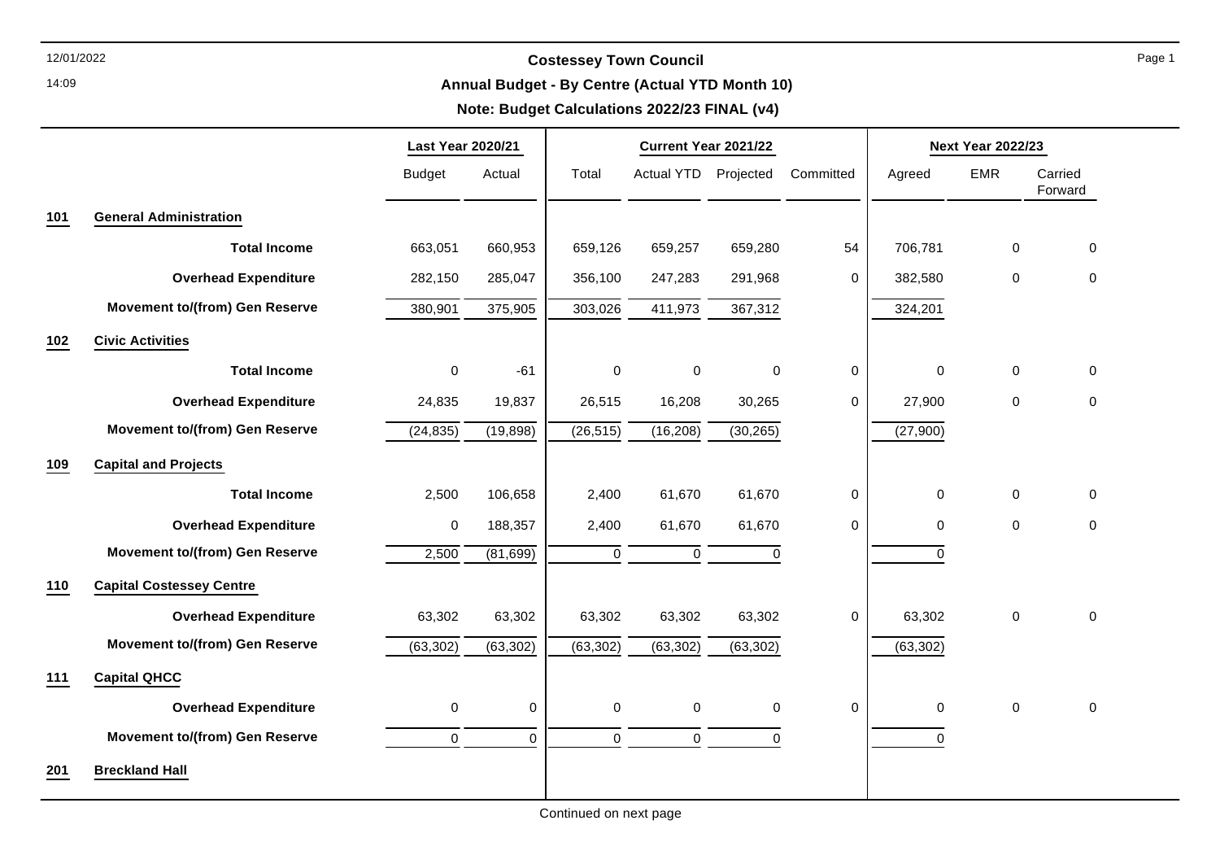# Costessey Town Council

## Annual Budget - By Centre (Actual YTD Month 10)

**Note: Budget Calculations 2022/23 FINAL (v4)**

| | | Last Year 2020/21 | | Current Year 2021/22 | | | | Next Year 2022/23 | | |
|---|---|---|---|---|---|---|---|---|---|---|
| | | Budget | Actual | Total | Actual YTD | Projected | Committed | Agreed | EMR | Carried Forward |
| **101** | **General Administration** | | | | | | | | | |
| | **Total Income** | 663,051 | 660,953 | 659,126 | 659,257 | 659,280 | 54 | 706,781 | 0 | 0 |
| | **Overhead Expenditure** | 282,150 | 285,047 | 356,100 | 247,283 | 291,968 | 0 | 382,580 | 0 | 0 |
| | **Movement to/(from) Gen Reserve** | 380,901 | 375,905 | 303,026 | 411,973 | 367,312 | | 324,201 | | |
| **102** | **Civic Activities** | | | | | | | | | |
| | **Total Income** | 0 | -61 | 0 | 0 | 0 | 0 | 0 | 0 | 0 |
| | **Overhead Expenditure** | 24,835 | 19,837 | 26,515 | 16,208 | 30,265 | 0 | 27,900 | 0 | 0 |
| | **Movement to/(from) Gen Reserve** | (24,835) | (19,898) | (26,515) | (16,208) | (30,265) | | (27,900) | | |
| **109** | **Capital and Projects** | | | | | | | | | |
| | **Total Income** | 2,500 | 106,658 | 2,400 | 61,670 | 61,670 | 0 | 0 | 0 | 0 |
| | **Overhead Expenditure** | 0 | 188,357 | 2,400 | 61,670 | 61,670 | 0 | 0 | 0 | 0 |
| | **Movement to/(from) Gen Reserve** | 2,500 | (81,699) | 0 | 0 | 0 | | 0 | | |
| **110** | **Capital Costessey Centre** | | | | | | | | | |
| | **Overhead Expenditure** | 63,302 | 63,302 | 63,302 | 63,302 | 63,302 | 0 | 63,302 | 0 | 0 |
| | **Movement to/(from) Gen Reserve** | (63,302) | (63,302) | (63,302) | (63,302) | (63,302) | | (63,302) | | |
| **111** | **Capital QHCC** | | | | | | | | | |
| | **Overhead Expenditure** | 0 | 0 | 0 | 0 | 0 | 0 | 0 | 0 | 0 |
| | **Movement to/(from) Gen Reserve** | 0 | 0 | 0 | 0 | 0 | | 0 | | |
| **201** | **Breckland Hall** | | | | | | | | | |

Continued on next page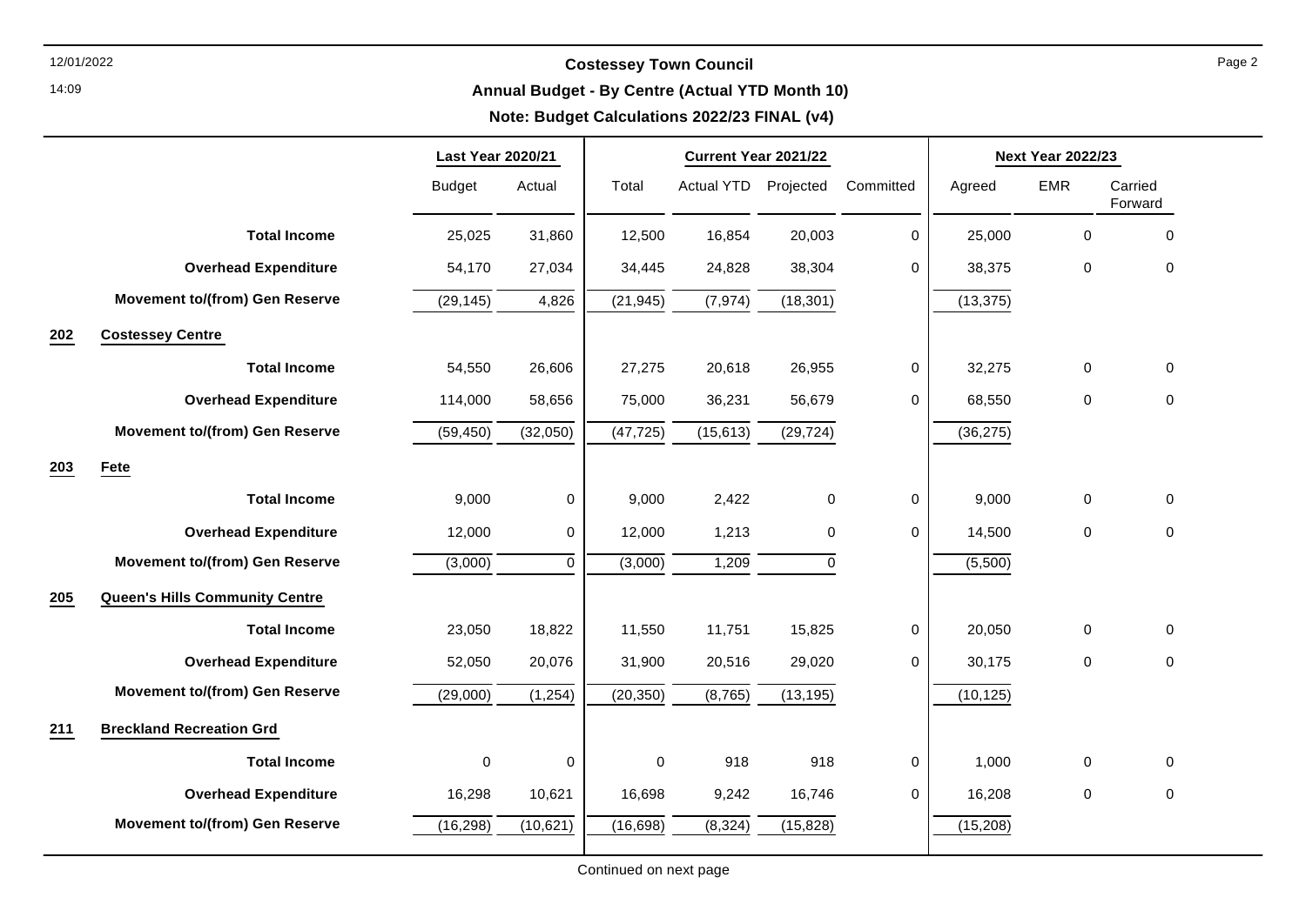# Costessey Town Council

## Annual Budget - By Centre (Actual YTD Month 10)

### Note: Budget Calculations 2022/23 FINAL (v4)

| | | Last Year 2020/21 | | Current Year 2021/22 | | | | Next Year 2022/23 | | |
|---|---|---|---|---|---|---|---|---|---|---|
| | | Budget | Actual | Total | Actual YTD | Projected | Committed | Agreed | EMR | Carried Forward |
| | **Total Income** | 25,025 | 31,860 | 12,500 | 16,854 | 20,003 | 0 | 25,000 | 0 | 0 |
| | **Overhead Expenditure** | 54,170 | 27,034 | 34,445 | 24,828 | 38,304 | 0 | 38,375 | 0 | 0 |
| | **Movement to/(from) Gen Reserve** | (29,145) | 4,826 | (21,945) | (7,974) | (18,301) | | (13,375) | | |
| **202** | **Costessey Centre** | | | | | | | | | |
| | **Total Income** | 54,550 | 26,606 | 27,275 | 20,618 | 26,955 | 0 | 32,275 | 0 | 0 |
| | **Overhead Expenditure** | 114,000 | 58,656 | 75,000 | 36,231 | 56,679 | 0 | 68,550 | 0 | 0 |
| | **Movement to/(from) Gen Reserve** | (59,450) | (32,050) | (47,725) | (15,613) | (29,724) | | (36,275) | | |
| **203** | **Fete** | | | | | | | | | |
| | **Total Income** | 9,000 | 0 | 9,000 | 2,422 | 0 | 0 | 9,000 | 0 | 0 |
| | **Overhead Expenditure** | 12,000 | 0 | 12,000 | 1,213 | 0 | 0 | 14,500 | 0 | 0 |
| | **Movement to/(from) Gen Reserve** | (3,000) | 0 | (3,000) | 1,209 | 0 | | (5,500) | | |
| **205** | **Queen's Hills Community Centre** | | | | | | | | | |
| | **Total Income** | 23,050 | 18,822 | 11,550 | 11,751 | 15,825 | 0 | 20,050 | 0 | 0 |
| | **Overhead Expenditure** | 52,050 | 20,076 | 31,900 | 20,516 | 29,020 | 0 | 30,175 | 0 | 0 |
| | **Movement to/(from) Gen Reserve** | (29,000) | (1,254) | (20,350) | (8,765) | (13,195) | | (10,125) | | |
| **211** | **Breckland Recreation Grd** | | | | | | | | | |
| | **Total Income** | 0 | 0 | 0 | 918 | 918 | 0 | 1,000 | 0 | 0 |
| | **Overhead Expenditure** | 16,298 | 10,621 | 16,698 | 9,242 | 16,746 | 0 | 16,208 | 0 | 0 |
| | **Movement to/(from) Gen Reserve** | (16,298) | (10,621) | (16,698) | (8,324) | (15,828) | | (15,208) | | |

Continued on next page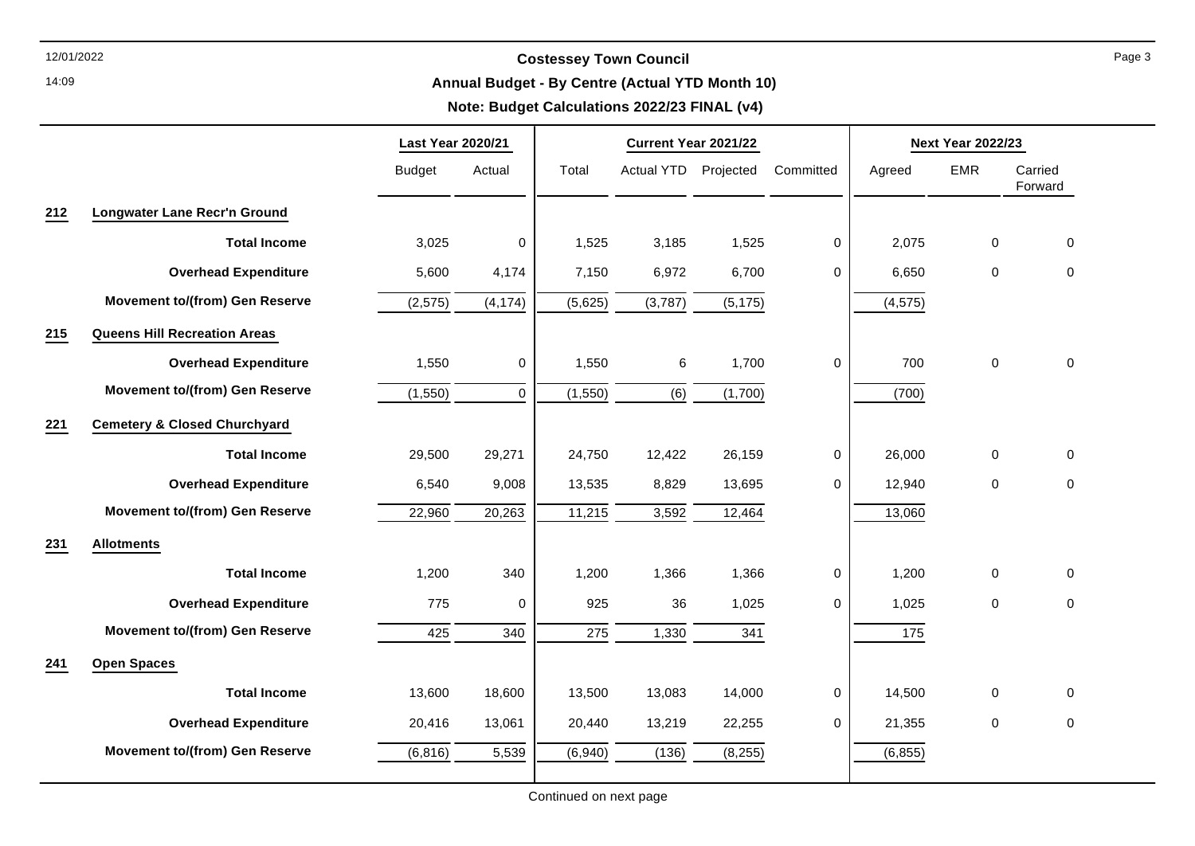## Costessey Town Council

### Annual Budget - By Centre (Actual YTD Month 10)

### Note: Budget Calculations 2022/23 FINAL (v4)

| | | Last Year 2020/21 | | Current Year 2021/22 | | | | Next Year 2022/23 | | |
|---|---|---|---|---|---|---|---|---|---|---|
| | | Budget | Actual | Total | Actual YTD | Projected | Committed | Agreed | EMR | Carried Forward |
| **212** | **Longwater Lane Recr'n Ground** | | | | | | | | | |
| | **Total Income** | 3,025 | 0 | 1,525 | 3,185 | 1,525 | 0 | 2,075 | 0 | 0 |
| | **Overhead Expenditure** | 5,600 | 4,174 | 7,150 | 6,972 | 6,700 | 0 | 6,650 | 0 | 0 |
| | **Movement to/(from) Gen Reserve** | (2,575) | (4,174) | (5,625) | (3,787) | (5,175) | | (4,575) | | |
| **215** | **Queens Hill Recreation Areas** | | | | | | | | | |
| | **Overhead Expenditure** | 1,550 | 0 | 1,550 | 6 | 1,700 | 0 | 700 | 0 | 0 |
| | **Movement to/(from) Gen Reserve** | (1,550) | 0 | (1,550) | (6) | (1,700) | | (700) | | |
| **221** | **Cemetery & Closed Churchyard** | | | | | | | | | |
| | **Total Income** | 29,500 | 29,271 | 24,750 | 12,422 | 26,159 | 0 | 26,000 | 0 | 0 |
| | **Overhead Expenditure** | 6,540 | 9,008 | 13,535 | 8,829 | 13,695 | 0 | 12,940 | 0 | 0 |
| | **Movement to/(from) Gen Reserve** | 22,960 | 20,263 | 11,215 | 3,592 | 12,464 | | 13,060 | | |
| **231** | **Allotments** | | | | | | | | | |
| | **Total Income** | 1,200 | 340 | 1,200 | 1,366 | 1,366 | 0 | 1,200 | 0 | 0 |
| | **Overhead Expenditure** | 775 | 0 | 925 | 36 | 1,025 | 0 | 1,025 | 0 | 0 |
| | **Movement to/(from) Gen Reserve** | 425 | 340 | 275 | 1,330 | 341 | | 175 | | |
| **241** | **Open Spaces** | | | | | | | | | |
| | **Total Income** | 13,600 | 18,600 | 13,500 | 13,083 | 14,000 | 0 | 14,500 | 0 | 0 |
| | **Overhead Expenditure** | 20,416 | 13,061 | 20,440 | 13,219 | 22,255 | 0 | 21,355 | 0 | 0 |
| | **Movement to/(from) Gen Reserve** | (6,816) | 5,539 | (6,940) | (136) | (8,255) | | (6,855) | | |

Continued on next page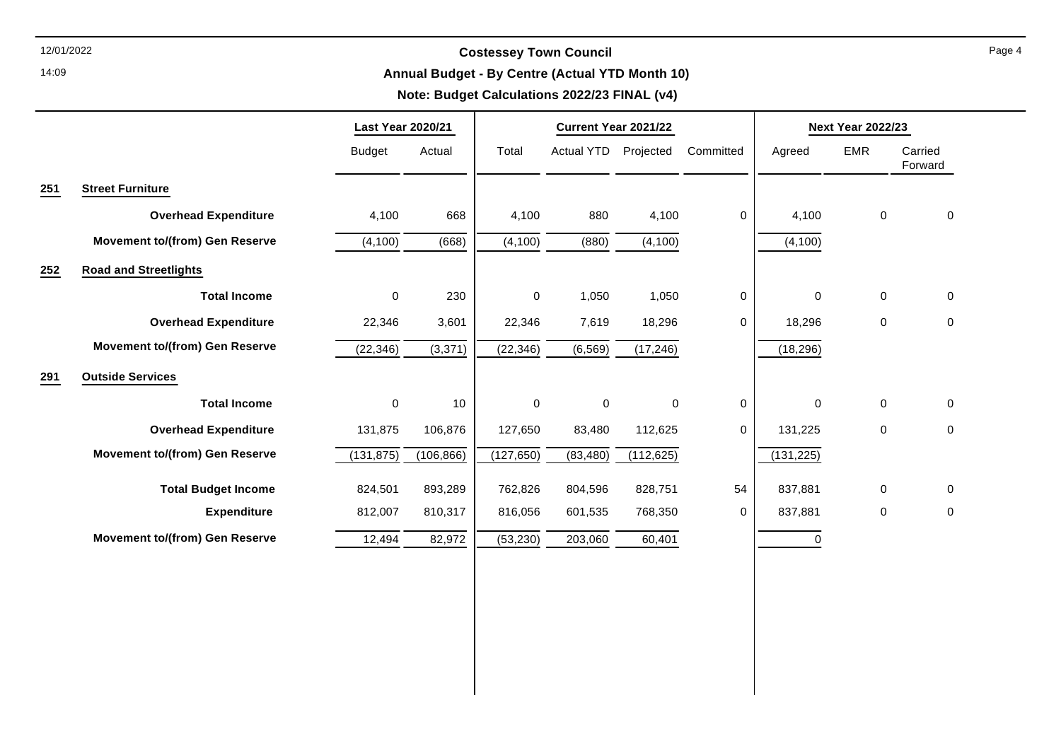## Costessey Town Council

### Annual Budget - By Centre (Actual YTD Month 10)

### Note: Budget Calculations 2022/23 FINAL (v4)

| | | Last Year 2020/21 | | Current Year 2021/22 | | | | Next Year 2022/23 | | |
|---|---|---|---|---|---|---|---|---|---|---|
| | | Budget | Actual | Total | Actual YTD | Projected | Committed | Agreed | EMR | Carried Forward |
| **251** | **Street Furniture** | | | | | | | | | |
| | **Overhead Expenditure** | 4,100 | 668 | 4,100 | 880 | 4,100 | 0 | 4,100 | 0 | 0 |
| | **Movement to/(from) Gen Reserve** | (4,100) | (668) | (4,100) | (880) | (4,100) | | (4,100) | | |
| **252** | **Road and Streetlights** | | | | | | | | | |
| | **Total Income** | 0 | 230 | 0 | 1,050 | 1,050 | 0 | 0 | 0 | 0 |
| | **Overhead Expenditure** | 22,346 | 3,601 | 22,346 | 7,619 | 18,296 | 0 | 18,296 | 0 | 0 |
| | **Movement to/(from) Gen Reserve** | (22,346) | (3,371) | (22,346) | (6,569) | (17,246) | | (18,296) | | |
| **291** | **Outside Services** | | | | | | | | | |
| | **Total Income** | 0 | 10 | 0 | 0 | 0 | 0 | 0 | 0 | 0 |
| | **Overhead Expenditure** | 131,875 | 106,876 | 127,650 | 83,480 | 112,625 | 0 | 131,225 | 0 | 0 |
| | **Movement to/(from) Gen Reserve** | (131,875) | (106,866) | (127,650) | (83,480) | (112,625) | | (131,225) | | |
| | **Total Budget Income** | 824,501 | 893,289 | 762,826 | 804,596 | 828,751 | 54 | 837,881 | 0 | 0 |
| | **Expenditure** | 812,007 | 810,317 | 816,056 | 601,535 | 768,350 | 0 | 837,881 | 0 | 0 |
| | **Movement to/(from) Gen Reserve** | 12,494 | 82,972 | (53,230) | 203,060 | 60,401 | | 0 | | |